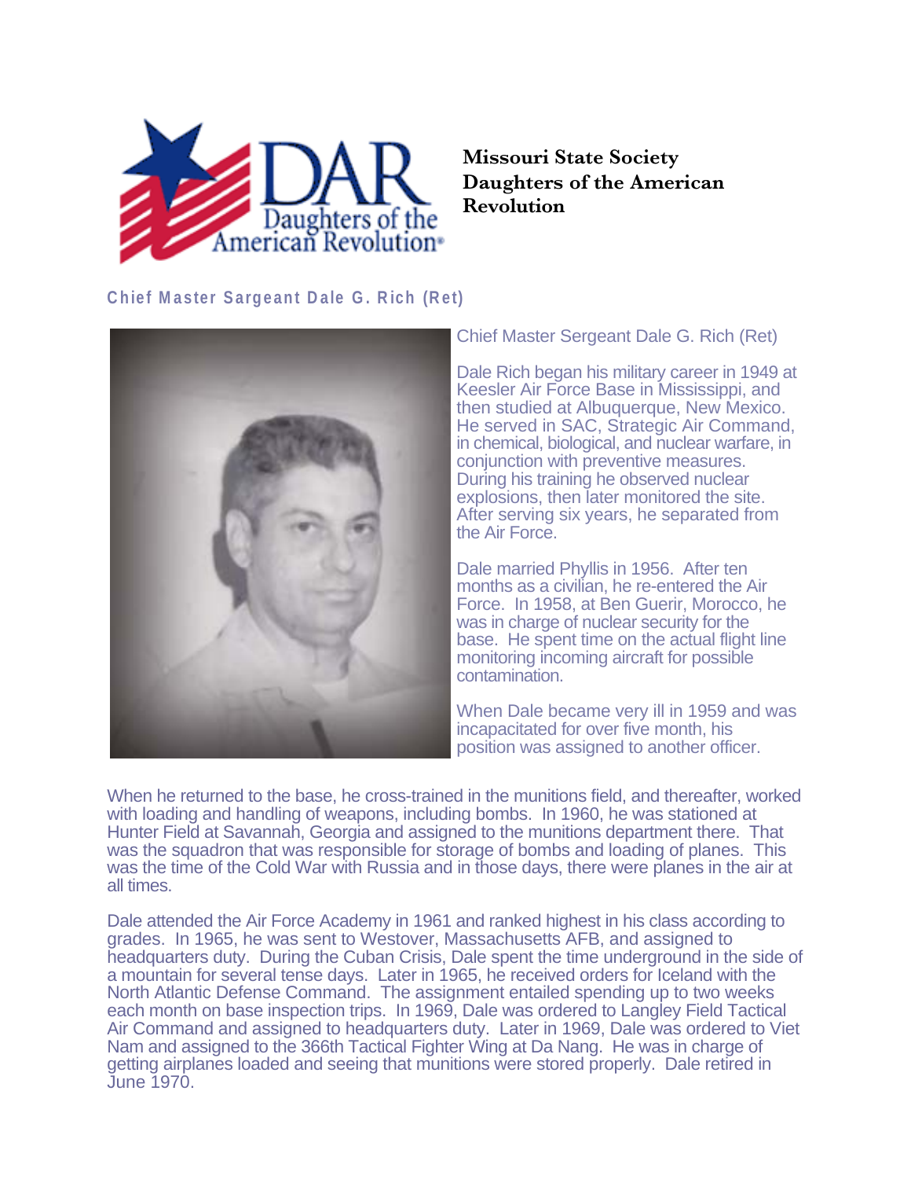**Missouri State Society Daughters of the American Revolution**

## Chief Master Sergeant Dale G. Rich (Ret)

Chief Master Sergeant Dale G. Rich (Ret)

Dale Rich began his military career in 1949 at Keesler Air Force Base in Mississippi, and then studied at Albuquerque, New Mexico. He served in SAC, Strategic Air Command, in chemical, biological, and nuclear warfare, in conjunction with preventive measures. During his training he observed nuclear explosions, then later monitored the site. After serving six years, he separated from the Air Force.

Dale married Phyllis in 1956. After ten months as a civilian, he re-entered the Air Force. In 1958, at Ben Guerir, Morocco, he was in charge of nuclear security for the base. He spent time on the actual flight line monitoring incoming aircraft for possible contamination.

When Dale became very ill in 1959 and was incapacitated for over five month, his position was assigned to another officer.

When he returned to the base, he cross-trained in the munitions field, and thereafter, worked with loading and handling of weapons, including bombs. In 1960, he was stationed at Hunter Field at Savannah, Georgia and assigned to the munitions department there. That was the squadron that was responsible for storage of bombs and loading of planes. This was the time of the Cold War with Russia and in those days, there were planes in the air at all times.

Dale attended the Air Force Academy in 1961 and ranked highest in his class according to grades. In 1965, he was sent to Westover, Massachusetts AFB, and assigned to headquarters duty. During the Cuban Crisis, Dale spent the time underground in the side of a mountain for several tense days. Later in 1965, he received orders for Iceland with the North Atlantic Defense Command. The assignment entailed spending up to two weeks each month on base inspection trips. In 1969, Dale was ordered to Langley Field Tactical Air Command and assigned to headquarters duty. Later in 1969, Dale was ordered to Viet Nam and assigned to the 366th Tactical Fighter Wing at Da Nang. He was in charge of getting airplanes loaded and seeing that munitions were stored properly. Dale retired in June 1970.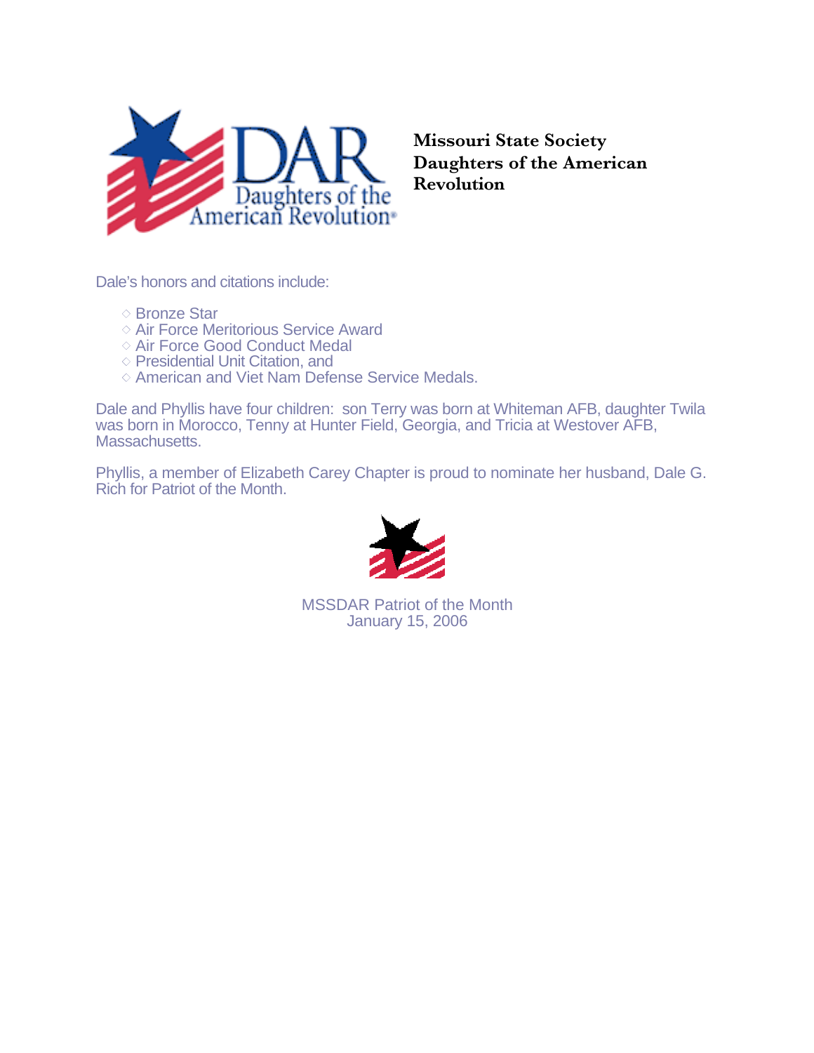**Missouri State Society Daughters of the American Revolution**

Dale's honors and citations include:

- Bronze Star
- Air Force Meritorious Service Award
- Air Force Good Conduct Medal
- Presidential Unit Citation, and
- American and Viet Nam Defense Service Medals.

Dale and Phyllis have four children: son Terry was born at Whiteman AFB, daughter Twila was born in Morocco, Tenny at Hunter Field, Georgia, and Tricia at Westover AFB, Massachusetts.

Phyllis, a member of Elizabeth Carey Chapter is proud to nominate her husband, Dale G. Rich for Patriot of the Month.

MSSDAR Patriot of the Month
January 15, 2006